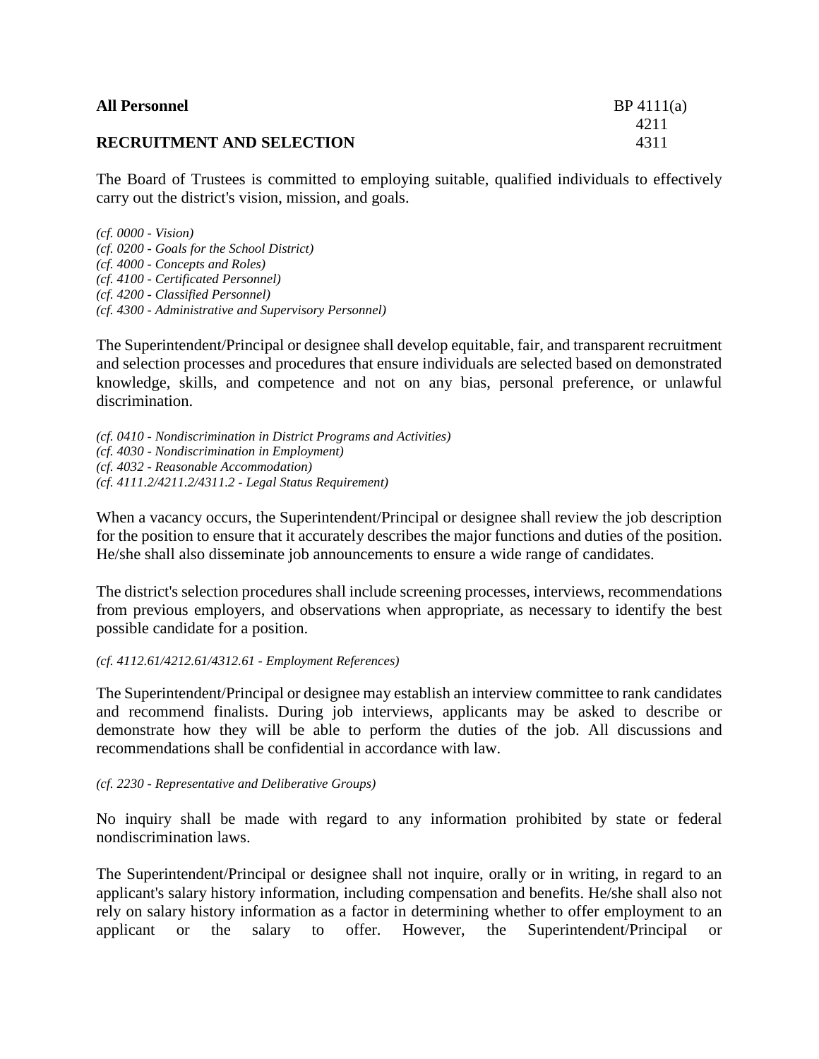**All Personnel** BP 4111(a)
4211
**RECRUITMENT AND SELECTION** 4311

The Board of Trustees is committed to employing suitable, qualified individuals to effectively carry out the district's vision, mission, and goals.

*(cf. 0000 - Vision)*
*(cf. 0200 - Goals for the School District)*
*(cf. 4000 - Concepts and Roles)*
*(cf. 4100 - Certificated Personnel)*
*(cf. 4200 - Classified Personnel)*
*(cf. 4300 - Administrative and Supervisory Personnel)*

The Superintendent/Principal or designee shall develop equitable, fair, and transparent recruitment and selection processes and procedures that ensure individuals are selected based on demonstrated knowledge, skills, and competence and not on any bias, personal preference, or unlawful discrimination.

*(cf. 0410 - Nondiscrimination in District Programs and Activities)*
*(cf. 4030 - Nondiscrimination in Employment)*
*(cf. 4032 - Reasonable Accommodation)*
*(cf. 4111.2/4211.2/4311.2 - Legal Status Requirement)*

When a vacancy occurs, the Superintendent/Principal or designee shall review the job description for the position to ensure that it accurately describes the major functions and duties of the position. He/she shall also disseminate job announcements to ensure a wide range of candidates.

The district's selection procedures shall include screening processes, interviews, recommendations from previous employers, and observations when appropriate, as necessary to identify the best possible candidate for a position.

*(cf. 4112.61/4212.61/4312.61 - Employment References)*

The Superintendent/Principal or designee may establish an interview committee to rank candidates and recommend finalists. During job interviews, applicants may be asked to describe or demonstrate how they will be able to perform the duties of the job. All discussions and recommendations shall be confidential in accordance with law.

*(cf. 2230 - Representative and Deliberative Groups)*

No inquiry shall be made with regard to any information prohibited by state or federal nondiscrimination laws.

The Superintendent/Principal or designee shall not inquire, orally or in writing, in regard to an applicant's salary history information, including compensation and benefits. He/she shall also not rely on salary history information as a factor in determining whether to offer employment to an applicant or the salary to offer. However, the Superintendent/Principal or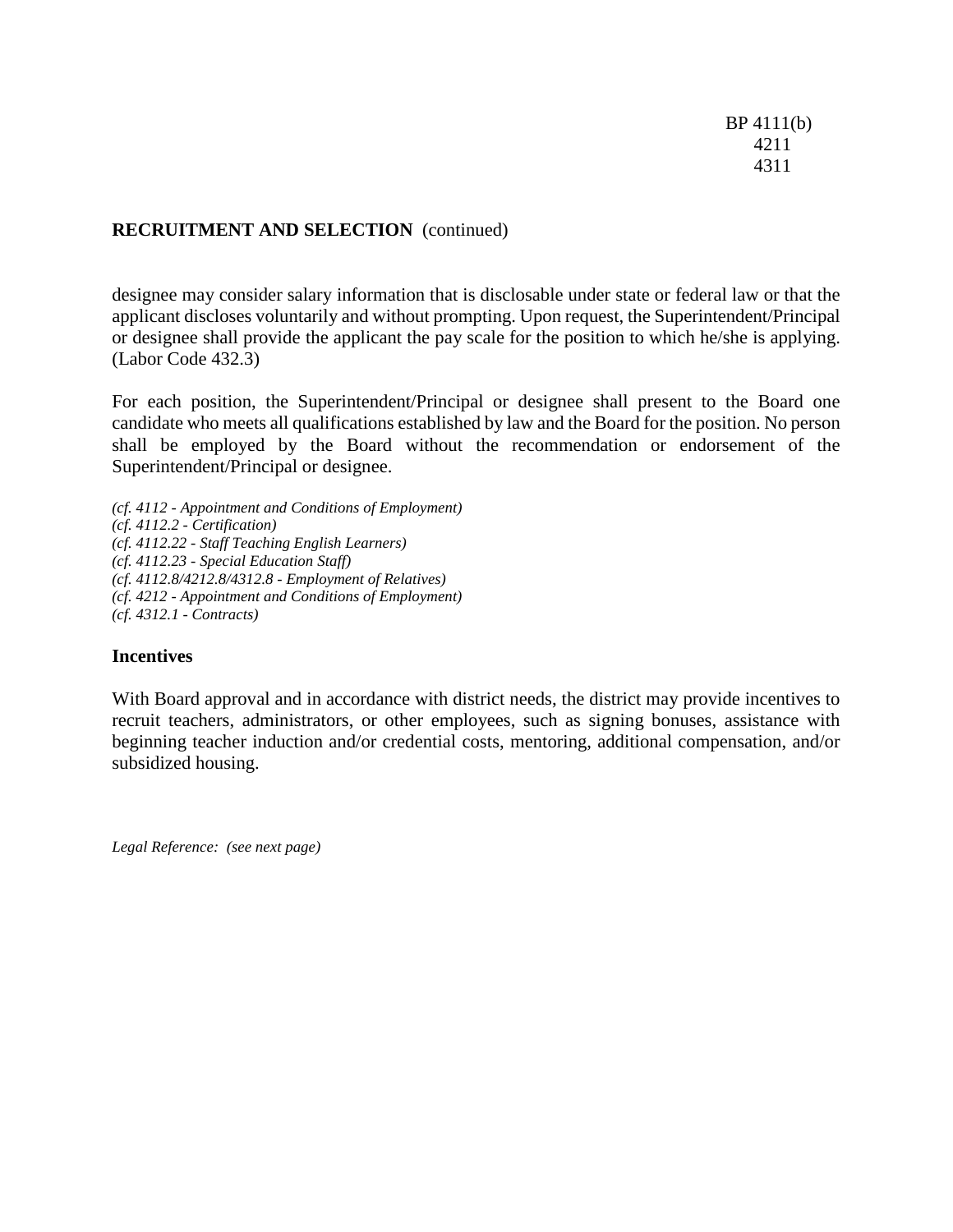designee may consider salary information that is disclosable under state or federal law or that the applicant discloses voluntarily and without prompting. Upon request, the Superintendent/Principal or designee shall provide the applicant the pay scale for the position to which he/she is applying. (Labor Code 432.3)

For each position, the Superintendent/Principal or designee shall present to the Board one candidate who meets all qualifications established by law and the Board for the position. No person shall be employed by the Board without the recommendation or endorsement of the Superintendent/Principal or designee.

*(cf. 4112 - Appointment and Conditions of Employment)*
*(cf. 4112.2 - Certification)*
*(cf. 4112.22 - Staff Teaching English Learners)*
*(cf. 4112.23 - Special Education Staff)*
*(cf. 4112.8/4212.8/4312.8 - Employment of Relatives)*
*(cf. 4212 - Appointment and Conditions of Employment)*
*(cf. 4312.1 - Contracts)*

### Incentives

With Board approval and in accordance with district needs, the district may provide incentives to recruit teachers, administrators, or other employees, such as signing bonuses, assistance with beginning teacher induction and/or credential costs, mentoring, additional compensation, and/or subsidized housing.

*Legal Reference: (see next page)*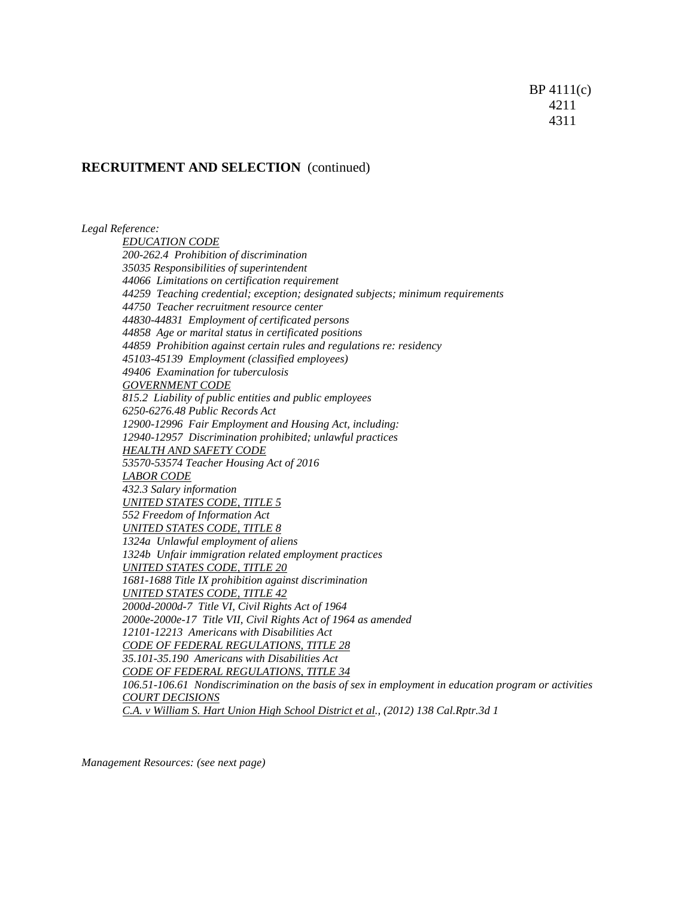BP 4111(c)
4211
4311

**RECRUITMENT AND SELECTION** (continued)

*Legal Reference:*

*EDUCATION CODE*
*200-262.4 Prohibition of discrimination*
*35035 Responsibilities of superintendent*
*44066 Limitations on certification requirement*
*44259 Teaching credential; exception; designated subjects; minimum requirements*
*44750 Teacher recruitment resource center*
*44830-44831 Employment of certificated persons*
*44858 Age or marital status in certificated positions*
*44859 Prohibition against certain rules and regulations re: residency*
*45103-45139 Employment (classified employees)*
*49406 Examination for tuberculosis*
*GOVERNMENT CODE*
*815.2 Liability of public entities and public employees*
*6250-6276.48 Public Records Act*
*12900-12996 Fair Employment and Housing Act, including:*
*12940-12957 Discrimination prohibited; unlawful practices*
*HEALTH AND SAFETY CODE*
*53570-53574 Teacher Housing Act of 2016*
*LABOR CODE*
*432.3 Salary information*
*UNITED STATES CODE, TITLE 5*
*552 Freedom of Information Act*
*UNITED STATES CODE, TITLE 8*
*1324a Unlawful employment of aliens*
*1324b Unfair immigration related employment practices*
*UNITED STATES CODE, TITLE 20*
*1681-1688 Title IX prohibition against discrimination*
*UNITED STATES CODE, TITLE 42*
*2000d-2000d-7 Title VI, Civil Rights Act of 1964*
*2000e-2000e-17 Title VII, Civil Rights Act of 1964 as amended*
*12101-12213 Americans with Disabilities Act*
*CODE OF FEDERAL REGULATIONS, TITLE 28*
*35.101-35.190 Americans with Disabilities Act*
*CODE OF FEDERAL REGULATIONS, TITLE 34*
*106.51-106.61 Nondiscrimination on the basis of sex in employment in education program or activities*
*COURT DECISIONS*
*C.A. v William S. Hart Union High School District et al., (2012) 138 Cal.Rptr.3d 1*

*Management Resources: (see next page)*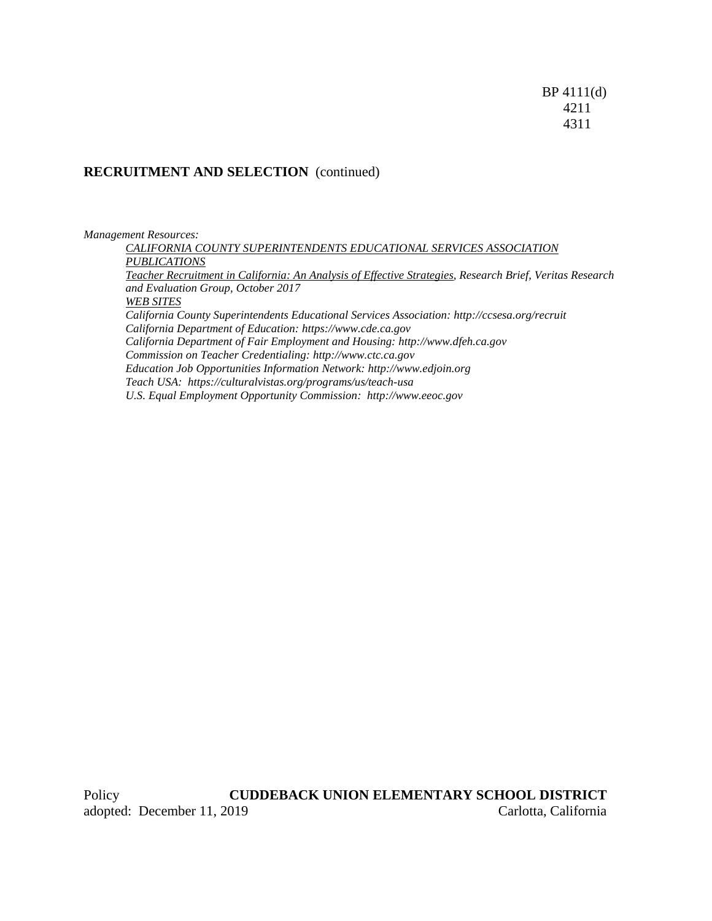## RECRUITMENT AND SELECTION (continued)

*Management Resources:*

*CALIFORNIA COUNTY SUPERINTENDENTS EDUCATIONAL SERVICES ASSOCIATION PUBLICATIONS*

*Teacher Recruitment in California: An Analysis of Effective Strategies, Research Brief, Veritas Research and Evaluation Group, October 2017*

*WEB SITES*

*California County Superintendents Educational Services Association: http://ccsesa.org/recruit*

*California Department of Education: https://www.cde.ca.gov*

*California Department of Fair Employment and Housing: http://www.dfeh.ca.gov*

*Commission on Teacher Credentialing: http://www.ctc.ca.gov*

*Education Job Opportunities Information Network: http://www.edjoin.org*

*Teach USA: https://culturalvistas.org/programs/us/teach-usa*

*U.S. Equal Employment Opportunity Commission: http://www.eeoc.gov*

Policy adopted: December 11, 2019

**CUDDEBACK UNION ELEMENTARY SCHOOL DISTRICT**
Carlotta, California